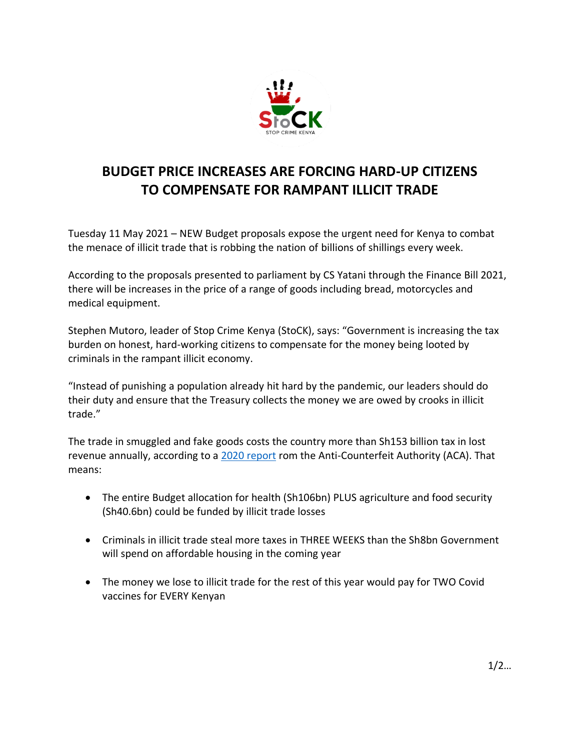# BUDGET PRICE INCREASES ARE FORCING HARD-UP CITIZENS TO COMPENSATE FOR RAMPANT ILLICIT TRADE

Tuesday 11 May 2021 – NEW Budget proposals expose the urgent need for Kenya to combat the menace of illicit trade that is robbing the nation of billions of shillings every week.

According to the proposals presented to parliament by CS Yatani through the Finance Bill 2021, there will be increases in the price of a range of goods including bread, motorcycles and medical equipment.

Stephen Mutoro, leader of Stop Crime Kenya (StoCK), says: "Government is increasing the tax burden on honest, hard-working citizens to compensate for the money being looted by criminals in the rampant illicit economy.

"Instead of punishing a population already hit hard by the pandemic, our leaders should do their duty and ensure that the Treasury collects the money we are owed by crooks in illicit trade."

The trade in smuggled and fake goods costs the country more than Sh153 billion tax in lost revenue annually, according to a 2020 report rom the Anti-Counterfeit Authority (ACA). That means:

- The entire Budget allocation for health (Sh106bn) PLUS agriculture and food security (Sh40.6bn) could be funded by illicit trade losses
- Criminals in illicit trade steal more taxes in THREE WEEKS than the Sh8bn Government will spend on affordable housing in the coming year
- The money we lose to illicit trade for the rest of this year would pay for TWO Covid vaccines for EVERY Kenyan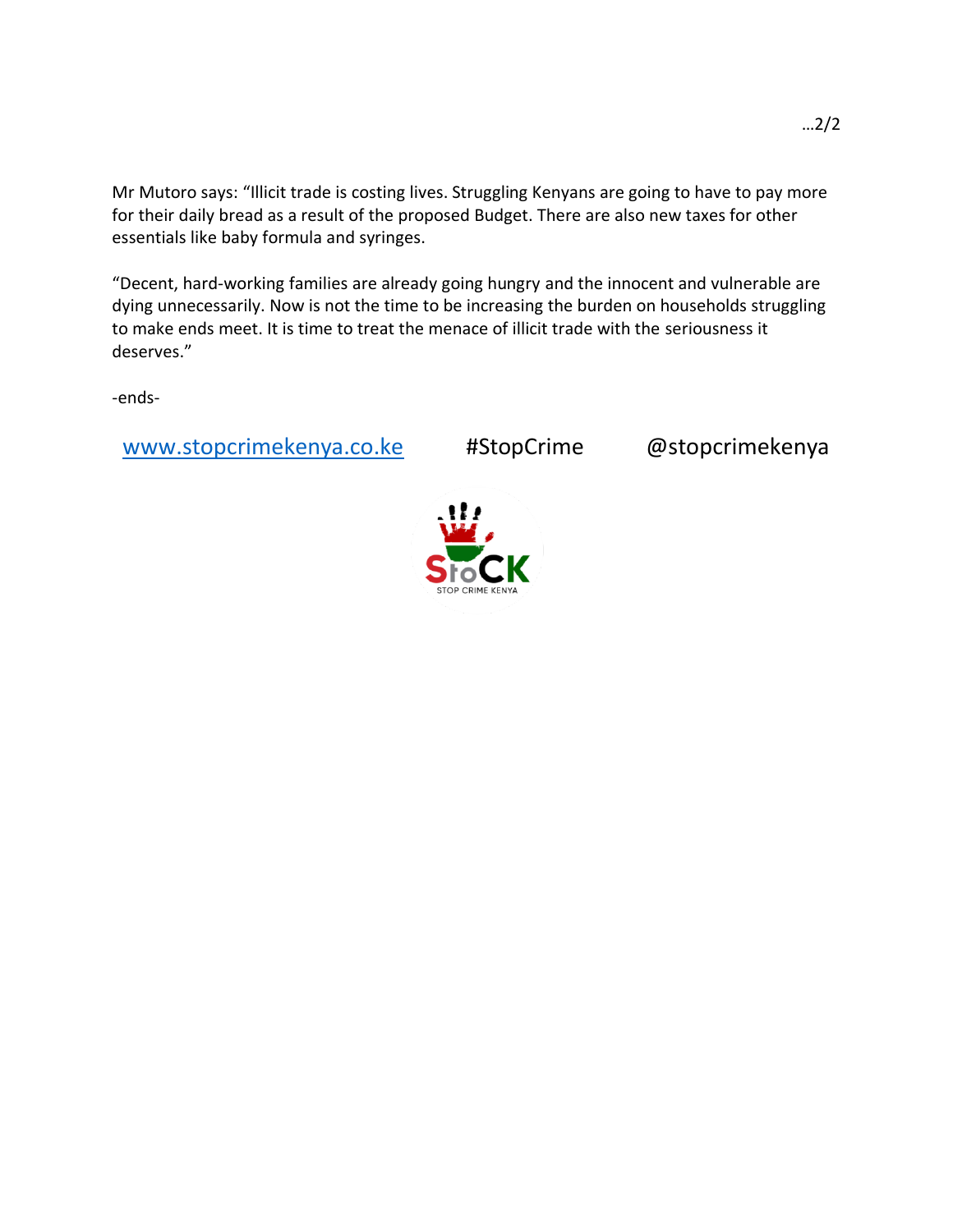Mr Mutoro says: “Illicit trade is costing lives. Struggling Kenyans are going to have to pay more for their daily bread as a result of the proposed Budget. There are also new taxes for other essentials like baby formula and syringes.

“Decent, hard-working families are already going hungry and the innocent and vulnerable are dying unnecessarily. Now is not the time to be increasing the burden on households struggling to make ends meet. It is time to treat the menace of illicit trade with the seriousness it deserves.”

-ends-

www.stopcrimekenya.co.ke #StopCrime @stopcrimekenya

StoCK

STOP CRIME KENYA